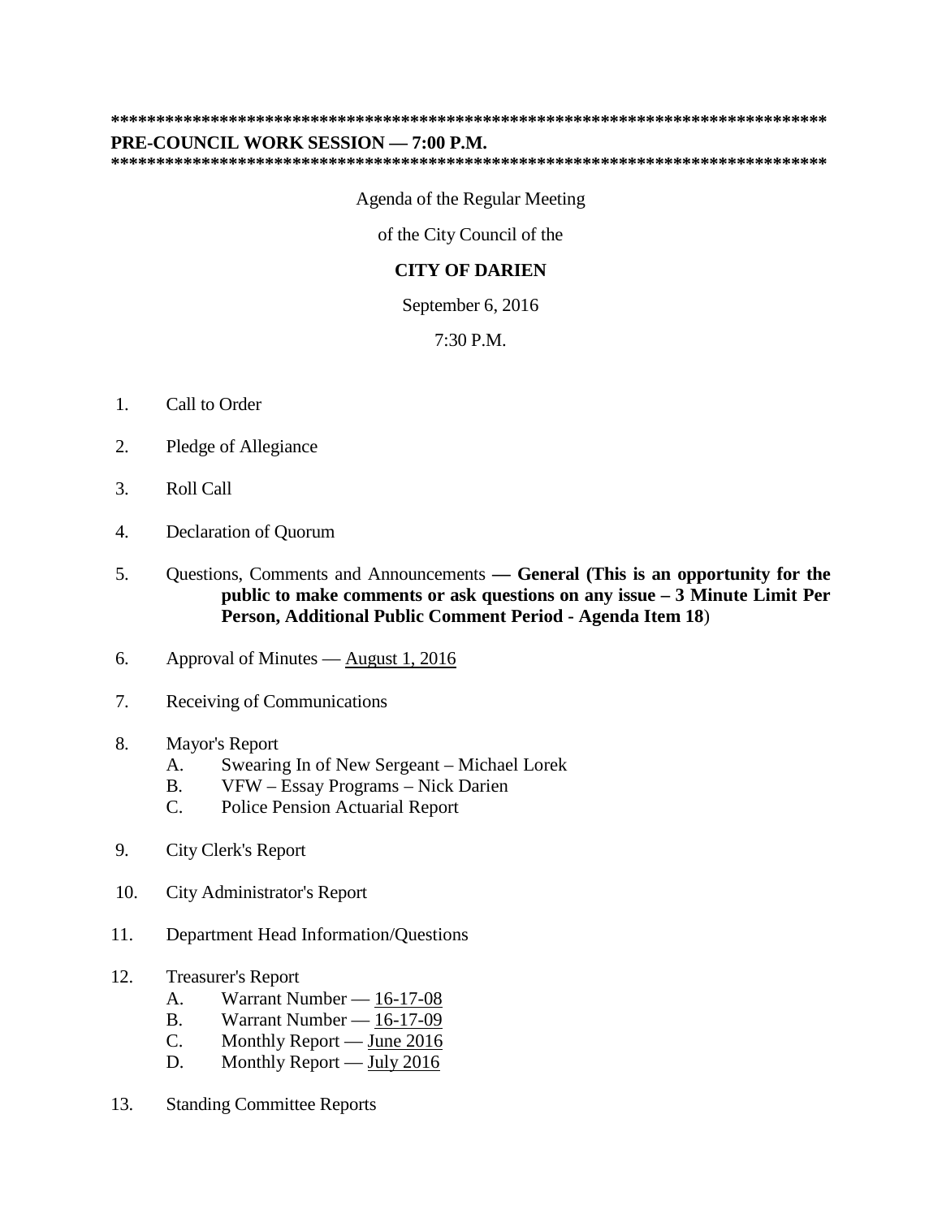**********************************************************************************

**PRE-COUNCIL WORK SESSION — 7:00 P.M.**

**********************************************************************************

Agenda of the Regular Meeting

of the City Council of the

**CITY OF DARIEN**

September 6, 2016

7:30 P.M.

1. Call to Order

2. Pledge of Allegiance

3. Roll Call

4. Declaration of Quorum

5. Questions, Comments and Announcements **— General (This is an opportunity for the public to make comments or ask questions on any issue – 3 Minute Limit Per Person, Additional Public Comment Period - Agenda Item 18**)

6. Approval of Minutes — August 1, 2016

7. Receiving of Communications

8. Mayor's Report
   - A. Swearing In of New Sergeant – Michael Lorek
   - B. VFW – Essay Programs – Nick Darien
   - C. Police Pension Actuarial Report

9. City Clerk's Report

10. City Administrator's Report

11. Department Head Information/Questions

12. Treasurer's Report
    - A. Warrant Number — 16-17-08
    - B. Warrant Number — 16-17-09
    - C. Monthly Report — June 2016
    - D. Monthly Report — July 2016

13. Standing Committee Reports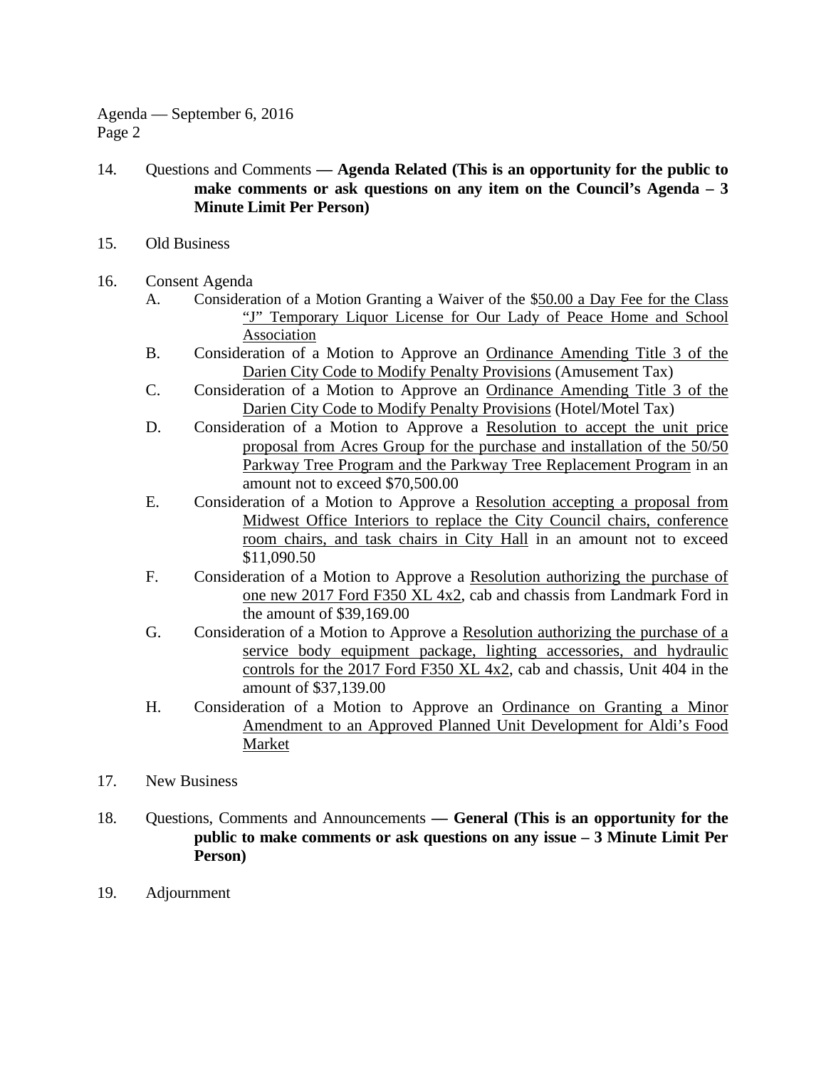14. Questions and Comments — **Agenda Related (This is an opportunity for the public to make comments or ask questions on any item on the Council's Agenda – 3 Minute Limit Per Person)**

15. Old Business

16. Consent Agenda
    - A. Consideration of a Motion Granting a Waiver of the $50.00 a Day Fee for the Class "J" Temporary Liquor License for Our Lady of Peace Home and School Association
    - B. Consideration of a Motion to Approve an Ordinance Amending Title 3 of the Darien City Code to Modify Penalty Provisions (Amusement Tax)
    - C. Consideration of a Motion to Approve an Ordinance Amending Title 3 of the Darien City Code to Modify Penalty Provisions (Hotel/Motel Tax)
    - D. Consideration of a Motion to Approve a Resolution to accept the unit price proposal from Acres Group for the purchase and installation of the 50/50 Parkway Tree Program and the Parkway Tree Replacement Program in an amount not to exceed $70,500.00
    - E. Consideration of a Motion to Approve a Resolution accepting a proposal from Midwest Office Interiors to replace the City Council chairs, conference room chairs, and task chairs in City Hall in an amount not to exceed $11,090.50
    - F. Consideration of a Motion to Approve a Resolution authorizing the purchase of one new 2017 Ford F350 XL 4x2, cab and chassis from Landmark Ford in the amount of $39,169.00
    - G. Consideration of a Motion to Approve a Resolution authorizing the purchase of a service body equipment package, lighting accessories, and hydraulic controls for the 2017 Ford F350 XL 4x2, cab and chassis, Unit 404 in the amount of $37,139.00
    - H. Consideration of a Motion to Approve an Ordinance on Granting a Minor Amendment to an Approved Planned Unit Development for Aldi's Food Market

17. New Business

18. Questions, Comments and Announcements — **General (This is an opportunity for the public to make comments or ask questions on any issue – 3 Minute Limit Per Person)**

19. Adjournment